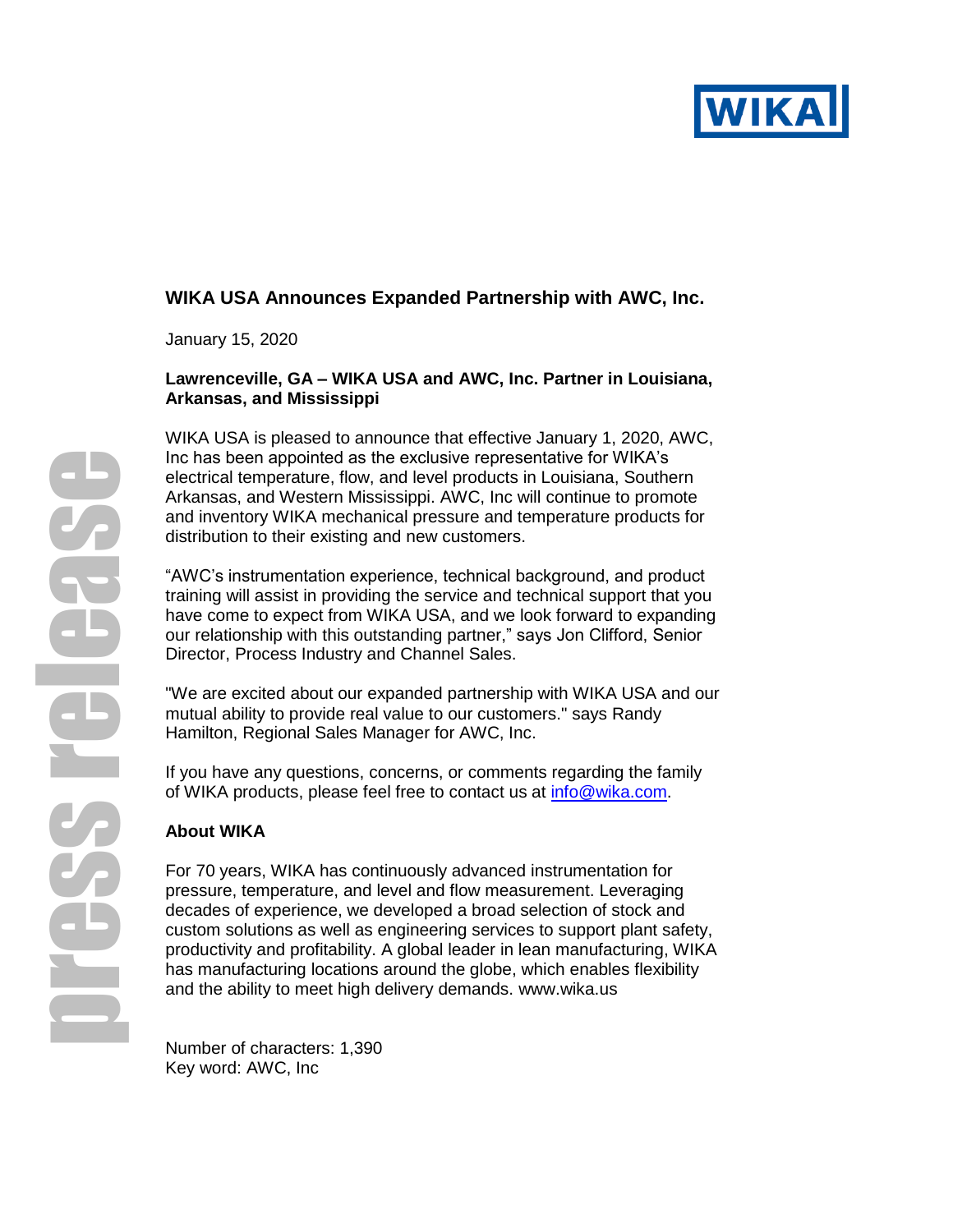# WIKA USA Announces Expanded Partnership with AWC, Inc.

January 15, 2020

**Lawrenceville, GA – WIKA USA and AWC, Inc. Partner in Louisiana, Arkansas, and Mississippi**

WIKA USA is pleased to announce that effective January 1, 2020, AWC, Inc has been appointed as the exclusive representative for WIKA's electrical temperature, flow, and level products in Louisiana, Southern Arkansas, and Western Mississippi. AWC, Inc will continue to promote and inventory WIKA mechanical pressure and temperature products for distribution to their existing and new customers.

"AWC's instrumentation experience, technical background, and product training will assist in providing the service and technical support that you have come to expect from WIKA USA, and we look forward to expanding our relationship with this outstanding partner," says Jon Clifford, Senior Director, Process Industry and Channel Sales.

"We are excited about our expanded partnership with WIKA USA and our mutual ability to provide real value to our customers." says Randy Hamilton, Regional Sales Manager for AWC, Inc.

If you have any questions, concerns, or comments regarding the family of WIKA products, please feel free to contact us at info@wika.com.

## About WIKA

For 70 years, WIKA has continuously advanced instrumentation for pressure, temperature, and level and flow measurement. Leveraging decades of experience, we developed a broad selection of stock and custom solutions as well as engineering services to support plant safety, productivity and profitability. A global leader in lean manufacturing, WIKA has manufacturing locations around the globe, which enables flexibility and the ability to meet high delivery demands. www.wika.us

Number of characters: 1,390
Key word: AWC, Inc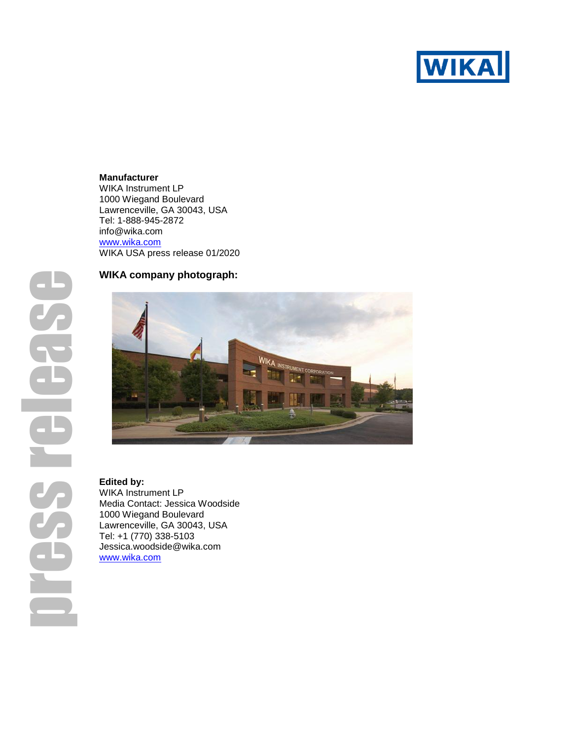**Manufacturer**
WIKA Instrument LP
1000 Wiegand Boulevard
Lawrenceville, GA 30043, USA
Tel: 1-888-945-2872
info@wika.com
www.wika.com
WIKA USA press release 01/2020

**WIKA company photograph:**

**Edited by:**
WIKA Instrument LP
Media Contact: Jessica Woodside
1000 Wiegand Boulevard
Lawrenceville, GA 30043, USA
Tel: +1 (770) 338-5103
Jessica.woodside@wika.com
www.wika.com